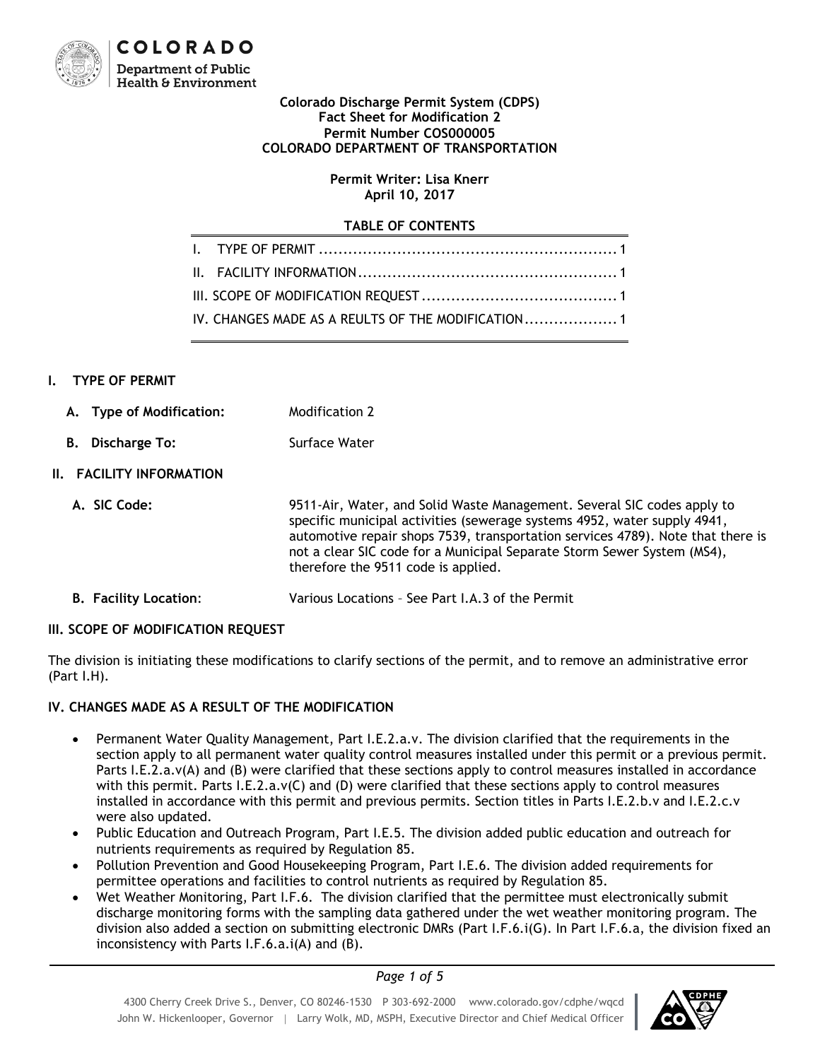COLORADO

Department of Public Health & Environment

**Colorado Discharge Permit System (CDPS)**
**Fact Sheet for Modification 2**
**Permit Number COS000005**
**COLORADO DEPARTMENT OF TRANSPORTATION**

**Permit Writer: Lisa Knerr**
**April 10, 2017**

**TABLE OF CONTENTS**

I. TYPE OF PERMIT ............................................................ 1
II. FACILITY INFORMATION ..................................................... 1
III. SCOPE OF MODIFICATION REQUEST ........................................ 1
IV. CHANGES MADE AS A REULTS OF THE MODIFICATION ................... 1

## I. TYPE OF PERMIT

**A. Type of Modification:** Modification 2

**B. Discharge To:** Surface Water

## II. FACILITY INFORMATION

**A. SIC Code:** 9511-Air, Water, and Solid Waste Management. Several SIC codes apply to specific municipal activities (sewerage systems 4952, water supply 4941, automotive repair shops 7539, transportation services 4789). Note that there is not a clear SIC code for a Municipal Separate Storm Sewer System (MS4), therefore the 9511 code is applied.

**B. Facility Location:** Various Locations – See Part I.A.3 of the Permit

## III. SCOPE OF MODIFICATION REQUEST

The division is initiating these modifications to clarify sections of the permit, and to remove an administrative error (Part I.H).

## IV. CHANGES MADE AS A RESULT OF THE MODIFICATION

- Permanent Water Quality Management, Part I.E.2.a.v. The division clarified that the requirements in the section apply to all permanent water quality control measures installed under this permit or a previous permit. Parts I.E.2.a.v(A) and (B) were clarified that these sections apply to control measures installed in accordance with this permit. Parts I.E.2.a.v(C) and (D) were clarified that these sections apply to control measures installed in accordance with this permit and previous permits. Section titles in Parts I.E.2.b.v and I.E.2.c.v were also updated.
- Public Education and Outreach Program, Part I.E.5. The division added public education and outreach for nutrients requirements as required by Regulation 85.
- Pollution Prevention and Good Housekeeping Program, Part I.E.6. The division added requirements for permittee operations and facilities to control nutrients as required by Regulation 85.
- Wet Weather Monitoring, Part I.F.6. The division clarified that the permittee must electronically submit discharge monitoring forms with the sampling data gathered under the wet weather monitoring program. The division also added a section on submitting electronic DMRs (Part I.F.6.i(G). In Part I.F.6.a, the division fixed an inconsistency with Parts I.F.6.a.i(A) and (B).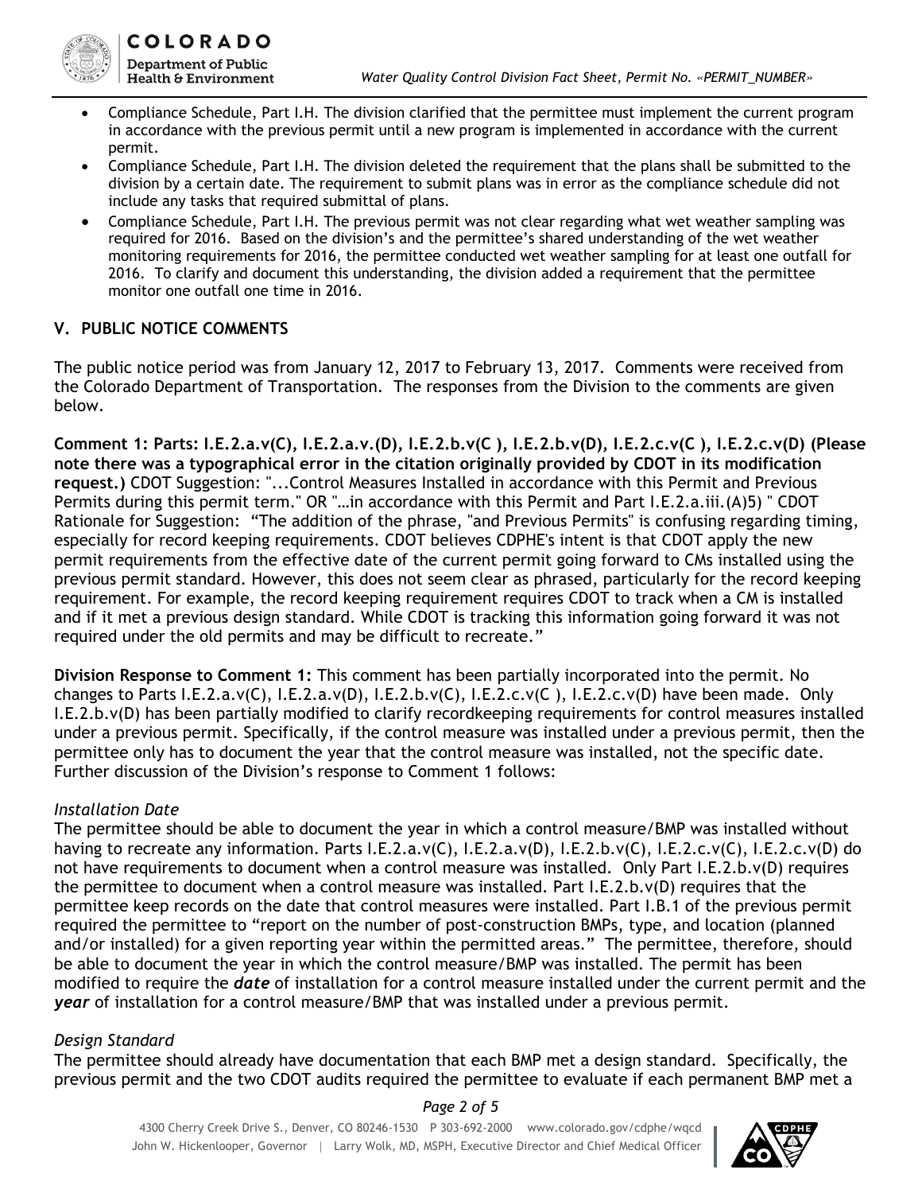- Compliance Schedule, Part I.H. The division clarified that the permittee must implement the current program in accordance with the previous permit until a new program is implemented in accordance with the current permit.
- Compliance Schedule, Part I.H. The division deleted the requirement that the plans shall be submitted to the division by a certain date. The requirement to submit plans was in error as the compliance schedule did not include any tasks that required submittal of plans.
- Compliance Schedule, Part I.H. The previous permit was not clear regarding what wet weather sampling was required for 2016. Based on the division's and the permittee's shared understanding of the wet weather monitoring requirements for 2016, the permittee conducted wet weather sampling for at least one outfall for 2016. To clarify and document this understanding, the division added a requirement that the permittee monitor one outfall one time in 2016.

## V. PUBLIC NOTICE COMMENTS

The public notice period was from January 12, 2017 to February 13, 2017. Comments were received from the Colorado Department of Transportation. The responses from the Division to the comments are given below.

**Comment 1: Parts: I.E.2.a.v(C), I.E.2.a.v.(D), I.E.2.b.v(C ), I.E.2.b.v(D), I.E.2.c.v(C ), I.E.2.c.v(D) (Please note there was a typographical error in the citation originally provided by CDOT in its modification request.)** CDOT Suggestion: "...Control Measures Installed in accordance with this Permit and Previous Permits during this permit term." OR "…in accordance with this Permit and Part I.E.2.a.iii.(A)5) " CDOT Rationale for Suggestion: "The addition of the phrase, "and Previous Permits" is confusing regarding timing, especially for record keeping requirements. CDOT believes CDPHE's intent is that CDOT apply the new permit requirements from the effective date of the current permit going forward to CMs installed using the previous permit standard. However, this does not seem clear as phrased, particularly for the record keeping requirement. For example, the record keeping requirement requires CDOT to track when a CM is installed and if it met a previous design standard. While CDOT is tracking this information going forward it was not required under the old permits and may be difficult to recreate."

**Division Response to Comment 1:** This comment has been partially incorporated into the permit. No changes to Parts I.E.2.a.v(C), I.E.2.a.v(D), I.E.2.b.v(C), I.E.2.c.v(C ), I.E.2.c.v(D) have been made. Only I.E.2.b.v(D) has been partially modified to clarify recordkeeping requirements for control measures installed under a previous permit. Specifically, if the control measure was installed under a previous permit, then the permittee only has to document the year that the control measure was installed, not the specific date. Further discussion of the Division's response to Comment 1 follows:

*Installation Date*

The permittee should be able to document the year in which a control measure/BMP was installed without having to recreate any information. Parts I.E.2.a.v(C), I.E.2.a.v(D), I.E.2.b.v(C), I.E.2.c.v(C), I.E.2.c.v(D) do not have requirements to document when a control measure was installed. Only Part I.E.2.b.v(D) requires the permittee to document when a control measure was installed. Part I.E.2.b.v(D) requires that the permittee keep records on the date that control measures were installed. Part I.B.1 of the previous permit required the permittee to "report on the number of post-construction BMPs, type, and location (planned and/or installed) for a given reporting year within the permitted areas." The permittee, therefore, should be able to document the year in which the control measure/BMP was installed. The permit has been modified to require the ***date*** of installation for a control measure installed under the current permit and the ***year*** of installation for a control measure/BMP that was installed under a previous permit.

*Design Standard*

The permittee should already have documentation that each BMP met a design standard. Specifically, the previous permit and the two CDOT audits required the permittee to evaluate if each permanent BMP met a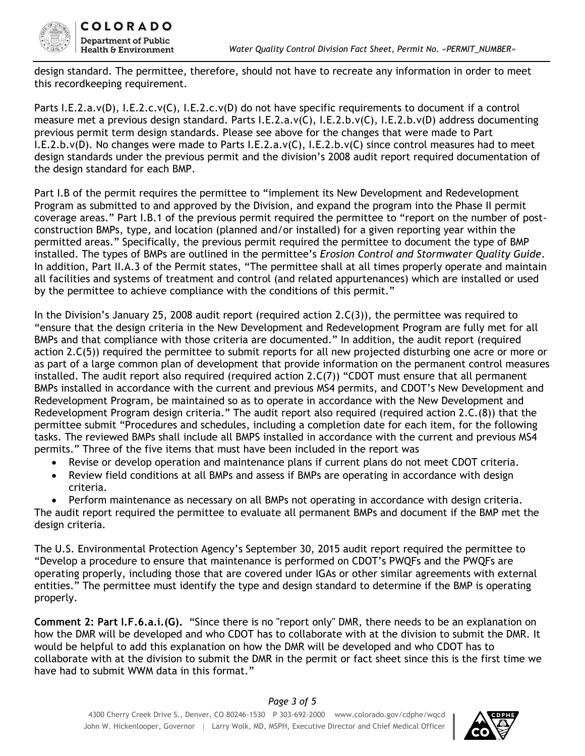design standard. The permittee, therefore, should not have to recreate any information in order to meet this recordkeeping requirement.

Parts I.E.2.a.v(D), I.E.2.c.v(C), I.E.2.c.v(D) do not have specific requirements to document if a control measure met a previous design standard. Parts I.E.2.a.v(C), I.E.2.b.v(C), I.E.2.b.v(D) address documenting previous permit term design standards. Please see above for the changes that were made to Part I.E.2.b.v(D). No changes were made to Parts I.E.2.a.v(C), I.E.2.b.v(C) since control measures had to meet design standards under the previous permit and the division's 2008 audit report required documentation of the design standard for each BMP.

Part I.B of the permit requires the permittee to "implement its New Development and Redevelopment Program as submitted to and approved by the Division, and expand the program into the Phase II permit coverage areas." Part I.B.1 of the previous permit required the permittee to "report on the number of post-construction BMPs, type, and location (planned and/or installed) for a given reporting year within the permitted areas." Specifically, the previous permit required the permittee to document the type of BMP installed. The types of BMPs are outlined in the permittee's *Erosion Control and Stormwater Quality Guide*. In addition, Part II.A.3 of the Permit states, "The permittee shall at all times properly operate and maintain all facilities and systems of treatment and control (and related appurtenances) which are installed or used by the permittee to achieve compliance with the conditions of this permit."

In the Division's January 25, 2008 audit report (required action 2.C(3)), the permittee was required to "ensure that the design criteria in the New Development and Redevelopment Program are fully met for all BMPs and that compliance with those criteria are documented." In addition, the audit report (required action 2.C(5)) required the permittee to submit reports for all new projected disturbing one acre or more or as part of a large common plan of development that provide information on the permanent control measures installed. The audit report also required (required action 2.C(7)) "CDOT must ensure that all permanent BMPs installed in accordance with the current and previous MS4 permits, and CDOT's New Development and Redevelopment Program, be maintained so as to operate in accordance with the New Development and Redevelopment Program design criteria." The audit report also required (required action 2.C.(8)) that the permittee submit "Procedures and schedules, including a completion date for each item, for the following tasks. The reviewed BMPs shall include all BMPS installed in accordance with the current and previous MS4 permits." Three of the five items that must have been included in the report was

- Revise or develop operation and maintenance plans if current plans do not meet CDOT criteria.
- Review field conditions at all BMPs and assess if BMPs are operating in accordance with design criteria.
- Perform maintenance as necessary on all BMPs not operating in accordance with design criteria.

The audit report required the permittee to evaluate all permanent BMPs and document if the BMP met the design criteria.

The U.S. Environmental Protection Agency's September 30, 2015 audit report required the permittee to "Develop a procedure to ensure that maintenance is performed on CDOT's PWQFs and the PWQFs are operating properly, including those that are covered under IGAs or other similar agreements with external entities." The permittee must identify the type and design standard to determine if the BMP is operating properly.

**Comment 2: Part I.F.6.a.i.(G).** "Since there is no "report only" DMR, there needs to be an explanation on how the DMR will be developed and who CDOT has to collaborate with at the division to submit the DMR. It would be helpful to add this explanation on how the DMR will be developed and who CDOT has to collaborate with at the division to submit the DMR in the permit or fact sheet since this is the first time we have had to submit WWM data in this format."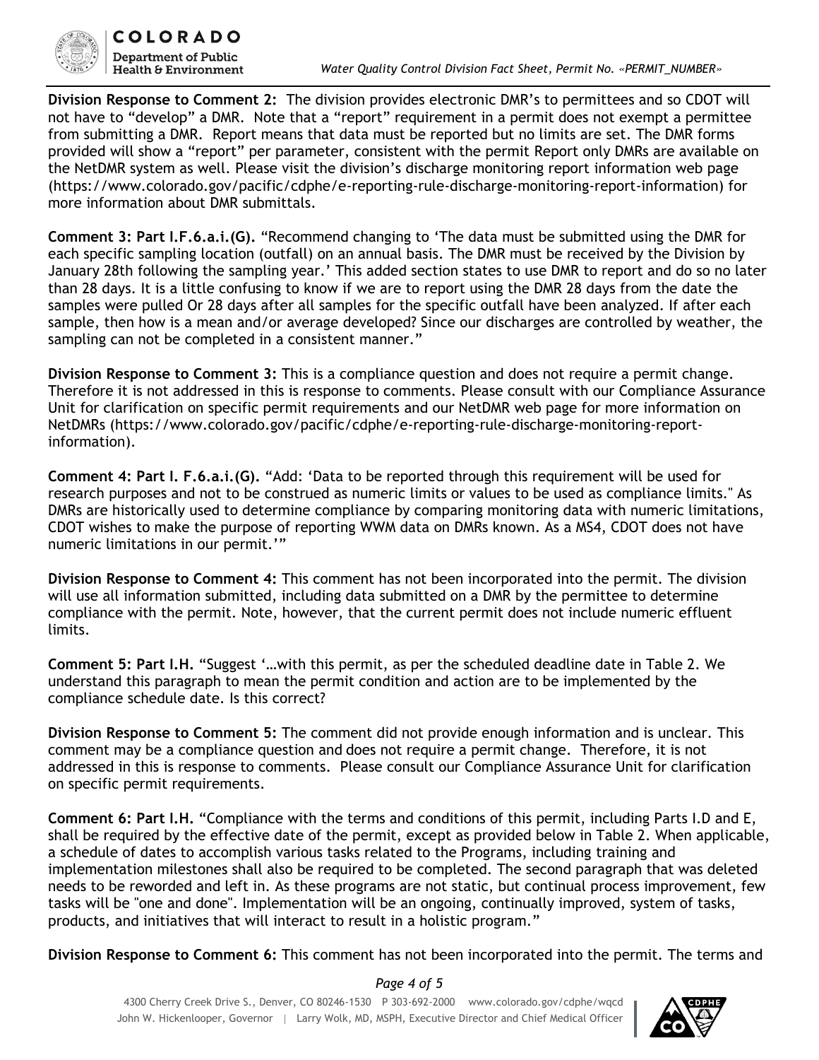**Division Response to Comment 2:** The division provides electronic DMR's to permittees and so CDOT will not have to "develop" a DMR. Note that a "report" requirement in a permit does not exempt a permittee from submitting a DMR. Report means that data must be reported but no limits are set. The DMR forms provided will show a "report" per parameter, consistent with the permit Report only DMRs are available on the NetDMR system as well. Please visit the division's discharge monitoring report information web page (https://www.colorado.gov/pacific/cdphe/e-reporting-rule-discharge-monitoring-report-information) for more information about DMR submittals.

**Comment 3: Part I.F.6.a.i.(G).** "Recommend changing to 'The data must be submitted using the DMR for each specific sampling location (outfall) on an annual basis. The DMR must be received by the Division by January 28th following the sampling year.' This added section states to use DMR to report and do so no later than 28 days. It is a little confusing to know if we are to report using the DMR 28 days from the date the samples were pulled Or 28 days after all samples for the specific outfall have been analyzed. If after each sample, then how is a mean and/or average developed? Since our discharges are controlled by weather, the sampling can not be completed in a consistent manner."

**Division Response to Comment 3:** This is a compliance question and does not require a permit change. Therefore it is not addressed in this is response to comments. Please consult with our Compliance Assurance Unit for clarification on specific permit requirements and our NetDMR web page for more information on NetDMRs (https://www.colorado.gov/pacific/cdphe/e-reporting-rule-discharge-monitoring-report-information).

**Comment 4: Part I. F.6.a.i.(G).** "Add: 'Data to be reported through this requirement will be used for research purposes and not to be construed as numeric limits or values to be used as compliance limits." As DMRs are historically used to determine compliance by comparing monitoring data with numeric limitations, CDOT wishes to make the purpose of reporting WWM data on DMRs known. As a MS4, CDOT does not have numeric limitations in our permit.'"

**Division Response to Comment 4:** This comment has not been incorporated into the permit. The division will use all information submitted, including data submitted on a DMR by the permittee to determine compliance with the permit. Note, however, that the current permit does not include numeric effluent limits.

**Comment 5: Part I.H.** "Suggest '…with this permit, as per the scheduled deadline date in Table 2. We understand this paragraph to mean the permit condition and action are to be implemented by the compliance schedule date. Is this correct?

**Division Response to Comment 5:** The comment did not provide enough information and is unclear. This comment may be a compliance question and does not require a permit change. Therefore, it is not addressed in this is response to comments. Please consult our Compliance Assurance Unit for clarification on specific permit requirements.

**Comment 6: Part I.H.** "Compliance with the terms and conditions of this permit, including Parts I.D and E, shall be required by the effective date of the permit, except as provided below in Table 2. When applicable, a schedule of dates to accomplish various tasks related to the Programs, including training and implementation milestones shall also be required to be completed. The second paragraph that was deleted needs to be reworded and left in. As these programs are not static, but continual process improvement, few tasks will be "one and done". Implementation will be an ongoing, continually improved, system of tasks, products, and initiatives that will interact to result in a holistic program."

**Division Response to Comment 6:** This comment has not been incorporated into the permit. The terms and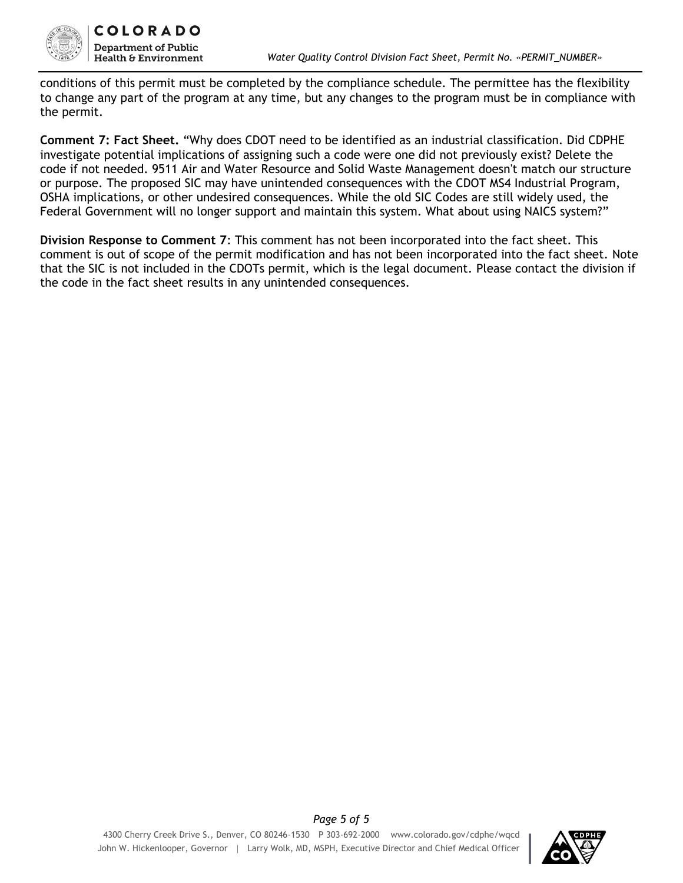conditions of this permit must be completed by the compliance schedule. The permittee has the flexibility to change any part of the program at any time, but any changes to the program must be in compliance with the permit.

**Comment 7: Fact Sheet.** "Why does CDOT need to be identified as an industrial classification. Did CDPHE investigate potential implications of assigning such a code were one did not previously exist? Delete the code if not needed. 9511 Air and Water Resource and Solid Waste Management doesn't match our structure or purpose. The proposed SIC may have unintended consequences with the CDOT MS4 Industrial Program, OSHA implications, or other undesired consequences. While the old SIC Codes are still widely used, the Federal Government will no longer support and maintain this system. What about using NAICS system?"

**Division Response to Comment 7**: This comment has not been incorporated into the fact sheet. This comment is out of scope of the permit modification and has not been incorporated into the fact sheet. Note that the SIC is not included in the CDOTs permit, which is the legal document. Please contact the division if the code in the fact sheet results in any unintended consequences.